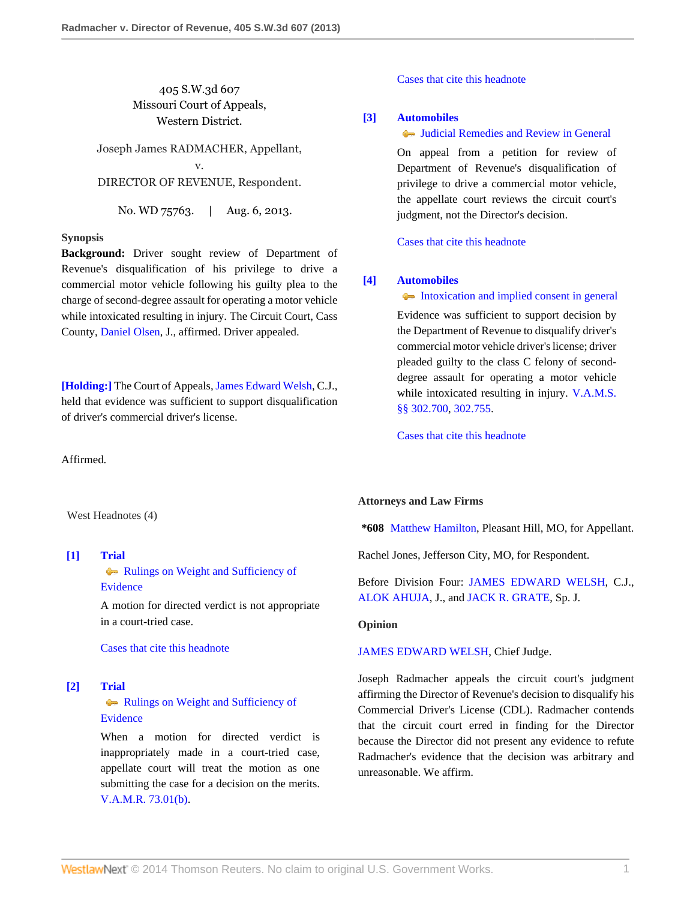405 S.W.3d 607
Missouri Court of Appeals,
Western District.

Joseph James RADMACHER, Appellant,
v.
DIRECTOR OF REVENUE, Respondent.

No. WD 75763. | Aug. 6, 2013.

**Synopsis**

**Background:** Driver sought review of Department of Revenue's disqualification of his privilege to drive a commercial motor vehicle following his guilty plea to the charge of second-degree assault for operating a motor vehicle while intoxicated resulting in injury. The Circuit Court, Cass County, Daniel Olsen, J., affirmed. Driver appealed.

**[Holding:]** The Court of Appeals, James Edward Welsh, C.J., held that evidence was sufficient to support disqualification of driver's commercial driver's license.

Affirmed.

West Headnotes (4)

**[1] Trial**
Rulings on Weight and Sufficiency of Evidence

A motion for directed verdict is not appropriate in a court-tried case.

Cases that cite this headnote

**[2] Trial**
Rulings on Weight and Sufficiency of Evidence

When a motion for directed verdict is inappropriately made in a court-tried case, appellate court will treat the motion as one submitting the case for a decision on the merits. V.A.M.R. 73.01(b).

Cases that cite this headnote

**[3] Automobiles**
Judicial Remedies and Review in General

On appeal from a petition for review of Department of Revenue's disqualification of privilege to drive a commercial motor vehicle, the appellate court reviews the circuit court's judgment, not the Director's decision.

Cases that cite this headnote

**[4] Automobiles**
Intoxication and implied consent in general

Evidence was sufficient to support decision by the Department of Revenue to disqualify driver's commercial motor vehicle driver's license; driver pleaded guilty to the class C felony of second-degree assault for operating a motor vehicle while intoxicated resulting in injury. V.A.M.S. §§ 302.700, 302.755.

Cases that cite this headnote

**Attorneys and Law Firms**

***608** Matthew Hamilton, Pleasant Hill, MO, for Appellant.

Rachel Jones, Jefferson City, MO, for Respondent.

Before Division Four: JAMES EDWARD WELSH, C.J., ALOK AHUJA, J., and JACK R. GRATE, Sp. J.

**Opinion**

JAMES EDWARD WELSH, Chief Judge.

Joseph Radmacher appeals the circuit court's judgment affirming the Director of Revenue's decision to disqualify his Commercial Driver's License (CDL). Radmacher contends that the circuit court erred in finding for the Director because the Director did not present any evidence to refute Radmacher's evidence that the decision was arbitrary and unreasonable. We affirm.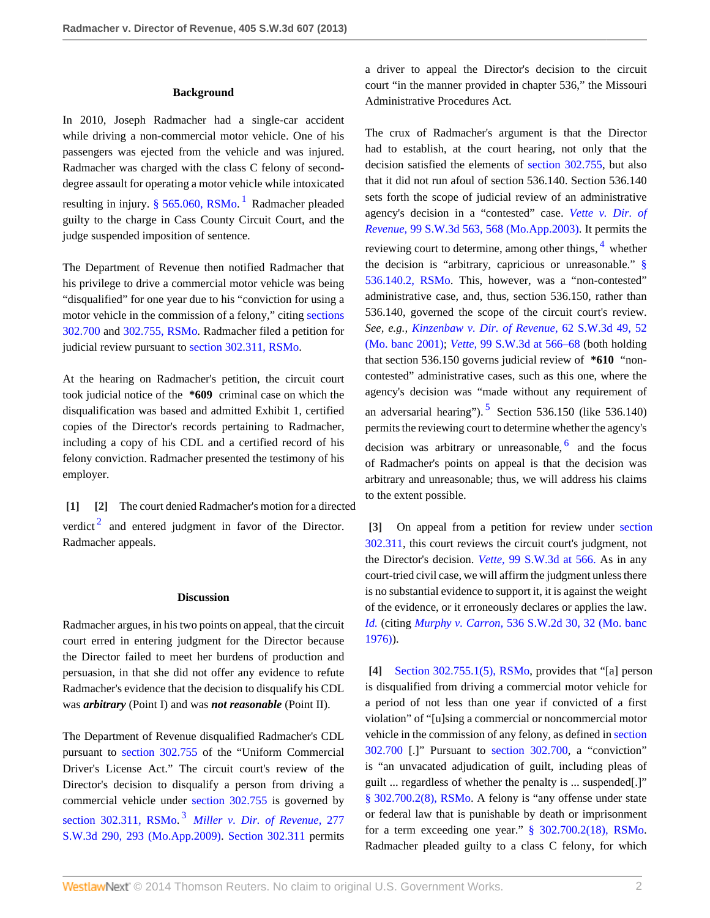### Background

In 2010, Joseph Radmacher had a single-car accident while driving a non-commercial motor vehicle. One of his passengers was ejected from the vehicle and was injured. Radmacher was charged with the class C felony of second-degree assault for operating a motor vehicle while intoxicated resulting in injury. § 565.060, RSMo.[1] Radmacher pleaded guilty to the charge in Cass County Circuit Court, and the judge suspended imposition of sentence.

The Department of Revenue then notified Radmacher that his privilege to drive a commercial motor vehicle was being "disqualified" for one year due to his "conviction for using a motor vehicle in the commission of a felony," citing sections 302.700 and 302.755, RSMo. Radmacher filed a petition for judicial review pursuant to section 302.311, RSMo.

At the hearing on Radmacher's petition, the circuit court took judicial notice of the **\*609** criminal case on which the disqualification was based and admitted Exhibit 1, certified copies of the Director's records pertaining to Radmacher, including a copy of his CDL and a certified record of his felony conviction. Radmacher presented the testimony of his employer.

**[1] [2]** The court denied Radmacher's motion for a directed verdict[2] and entered judgment in favor of the Director. Radmacher appeals.

### Discussion

Radmacher argues, in his two points on appeal, that the circuit court erred in entering judgment for the Director because the Director failed to meet her burdens of production and persuasion, in that she did not offer any evidence to refute Radmacher's evidence that the decision to disqualify his CDL was ***arbitrary*** (Point I) and was ***not reasonable*** (Point II).

The Department of Revenue disqualified Radmacher's CDL pursuant to section 302.755 of the "Uniform Commercial Driver's License Act." The circuit court's review of the Director's decision to disqualify a person from driving a commercial vehicle under section 302.755 is governed by section 302.311, RSMo.[3] *Miller v. Dir. of Revenue,* 277 S.W.3d 290, 293 (Mo.App.2009). Section 302.311 permits a driver to appeal the Director's decision to the circuit court "in the manner provided in chapter 536," the Missouri Administrative Procedures Act.

The crux of Radmacher's argument is that the Director had to establish, at the court hearing, not only that the decision satisfied the elements of section 302.755, but also that it did not run afoul of section 536.140. Section 536.140 sets forth the scope of judicial review of an administrative agency's decision in a "contested" case. *Vette v. Dir. of Revenue,* 99 S.W.3d 563, 568 (Mo.App.2003). It permits the reviewing court to determine, among other things,[4] whether the decision is "arbitrary, capricious or unreasonable." § 536.140.2, RSMo. This, however, was a "non-contested" administrative case, and, thus, section 536.150, rather than 536.140, governed the scope of the circuit court's review. *See, e.g., Kinzenbaw v. Dir. of Revenue,* 62 S.W.3d 49, 52 (Mo. banc 2001); *Vette,* 99 S.W.3d at 566–68 (both holding that section 536.150 governs judicial review of **\*610** "non-contested" administrative cases, such as this one, where the agency's decision was "made without any requirement of an adversarial hearing").[5] Section 536.150 (like 536.140) permits the reviewing court to determine whether the agency's decision was arbitrary or unreasonable,[6] and the focus of Radmacher's points on appeal is that the decision was arbitrary and unreasonable; thus, we will address his claims to the extent possible.

**[3]** On appeal from a petition for review under section 302.311, this court reviews the circuit court's judgment, not the Director's decision. *Vette,* 99 S.W.3d at 566. As in any court-tried civil case, we will affirm the judgment unless there is no substantial evidence to support it, it is against the weight of the evidence, or it erroneously declares or applies the law. *Id.* (citing *Murphy v. Carron,* 536 S.W.2d 30, 32 (Mo. banc 1976)).

**[4]** Section 302.755.1(5), RSMo, provides that "[a] person is disqualified from driving a commercial motor vehicle for a period of not less than one year if convicted of a first violation" of "[u]sing a commercial or noncommercial motor vehicle in the commission of any felony, as defined in section 302.700 [.]" Pursuant to section 302.700, a "conviction" is "an unvacated adjudication of guilt, including pleas of guilt ... regardless of whether the penalty is ... suspended[.]" § 302.700.2(8), RSMo. A felony is "any offense under state or federal law that is punishable by death or imprisonment for a term exceeding one year." § 302.700.2(18), RSMo. Radmacher pleaded guilty to a class C felony, for which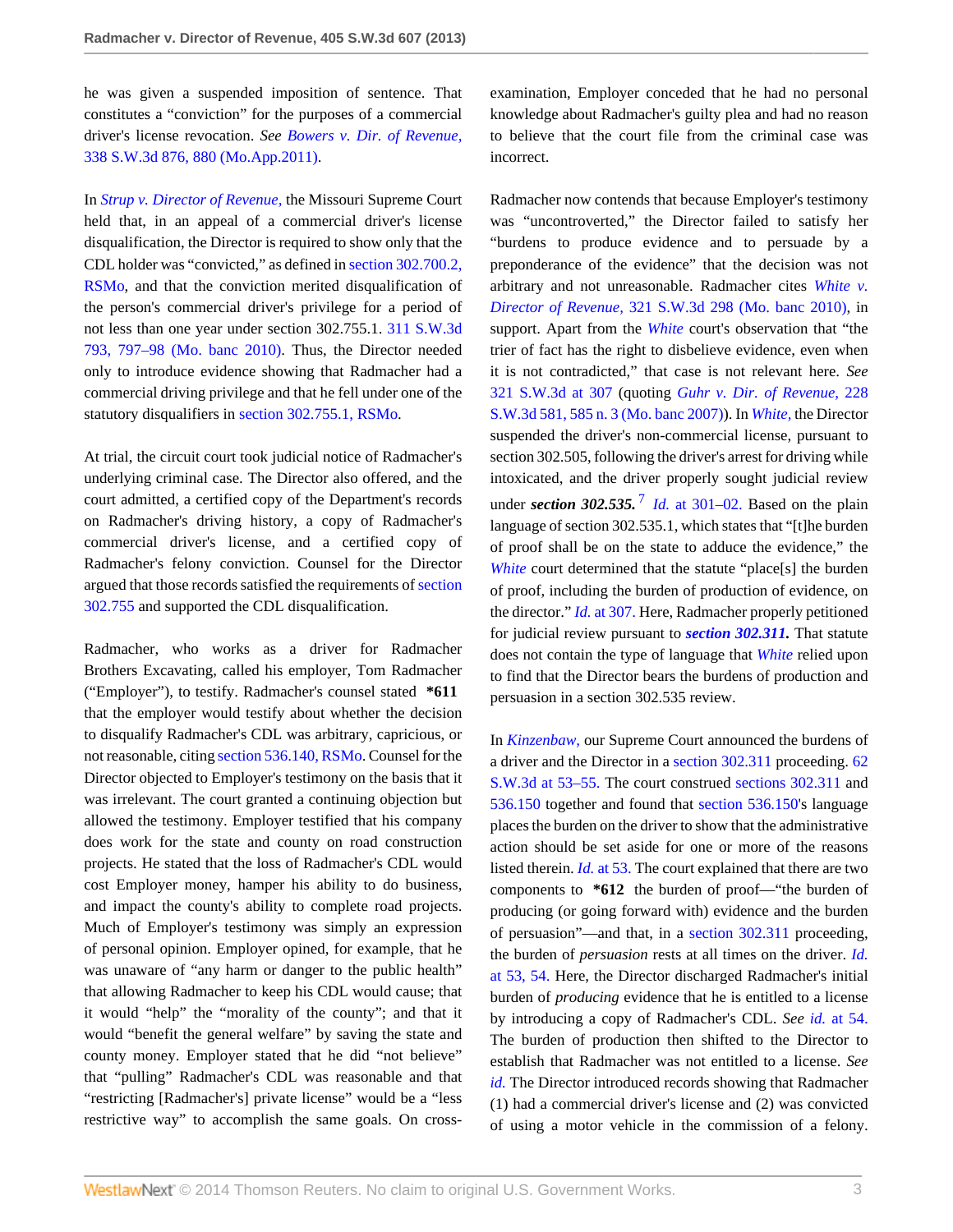he was given a suspended imposition of sentence. That constitutes a "conviction" for the purposes of a commercial driver's license revocation. *See Bowers v. Dir. of Revenue,* 338 S.W.3d 876, 880 (Mo.App.2011).

In *Strup v. Director of Revenue,* the Missouri Supreme Court held that, in an appeal of a commercial driver's license disqualification, the Director is required to show only that the CDL holder was "convicted," as defined in section 302.700.2, RSMo, and that the conviction merited disqualification of the person's commercial driver's privilege for a period of not less than one year under section 302.755.1. 311 S.W.3d 793, 797–98 (Mo. banc 2010). Thus, the Director needed only to introduce evidence showing that Radmacher had a commercial driving privilege and that he fell under one of the statutory disqualifiers in section 302.755.1, RSMo.

At trial, the circuit court took judicial notice of Radmacher's underlying criminal case. The Director also offered, and the court admitted, a certified copy of the Department's records on Radmacher's driving history, a copy of Radmacher's commercial driver's license, and a certified copy of Radmacher's felony conviction. Counsel for the Director argued that those records satisfied the requirements of section 302.755 and supported the CDL disqualification.

Radmacher, who works as a driver for Radmacher Brothers Excavating, called his employer, Tom Radmacher ("Employer"), to testify. Radmacher's counsel stated **\*611** that the employer would testify about whether the decision to disqualify Radmacher's CDL was arbitrary, capricious, or not reasonable, citing section 536.140, RSMo. Counsel for the Director objected to Employer's testimony on the basis that it was irrelevant. The court granted a continuing objection but allowed the testimony. Employer testified that his company does work for the state and county on road construction projects. He stated that the loss of Radmacher's CDL would cost Employer money, hamper his ability to do business, and impact the county's ability to complete road projects. Much of Employer's testimony was simply an expression of personal opinion. Employer opined, for example, that he was unaware of "any harm or danger to the public health" that allowing Radmacher to keep his CDL would cause; that it would "help" the "morality of the county"; and that it would "benefit the general welfare" by saving the state and county money. Employer stated that he did "not believe" that "pulling" Radmacher's CDL was reasonable and that "restricting [Radmacher's] private license" would be a "less restrictive way" to accomplish the same goals. On cross-examination, Employer conceded that he had no personal knowledge about Radmacher's guilty plea and had no reason to believe that the court file from the criminal case was incorrect.

Radmacher now contends that because Employer's testimony was "uncontroverted," the Director failed to satisfy her "burdens to produce evidence and to persuade by a preponderance of the evidence" that the decision was not arbitrary and not unreasonable. Radmacher cites *White v. Director of Revenue,* 321 S.W.3d 298 (Mo. banc 2010), in support. Apart from the *White* court's observation that "the trier of fact has the right to disbelieve evidence, even when it is not contradicted," that case is not relevant here. *See* 321 S.W.3d at 307 (quoting *Guhr v. Dir. of Revenue,* 228 S.W.3d 581, 585 n. 3 (Mo. banc 2007)). In *White,* the Director suspended the driver's non-commercial license, pursuant to section 302.505, following the driver's arrest for driving while intoxicated, and the driver properly sought judicial review under ***section 302.535.*** [7] *Id.* at 301–02. Based on the plain language of section 302.535.1, which states that "[t]he burden of proof shall be on the state to adduce the evidence," the *White* court determined that the statute "place[s] the burden of proof, including the burden of production of evidence, on the director." *Id.* at 307. Here, Radmacher properly petitioned for judicial review pursuant to ***section 302.311.*** That statute does not contain the type of language that *White* relied upon to find that the Director bears the burdens of production and persuasion in a section 302.535 review.

In *Kinzenbaw,* our Supreme Court announced the burdens of a driver and the Director in a section 302.311 proceeding. 62 S.W.3d at 53–55. The court construed sections 302.311 and 536.150 together and found that section 536.150's language places the burden on the driver to show that the administrative action should be set aside for one or more of the reasons listed therein. *Id.* at 53. The court explained that there are two components to **\*612** the burden of proof—"the burden of producing (or going forward with) evidence and the burden of persuasion"—and that, in a section 302.311 proceeding, the burden of *persuasion* rests at all times on the driver. *Id.* at 53, 54. Here, the Director discharged Radmacher's initial burden of *producing* evidence that he is entitled to a license by introducing a copy of Radmacher's CDL. *See id.* at 54. The burden of production then shifted to the Director to establish that Radmacher was not entitled to a license. *See id.* The Director introduced records showing that Radmacher (1) had a commercial driver's license and (2) was convicted of using a motor vehicle in the commission of a felony.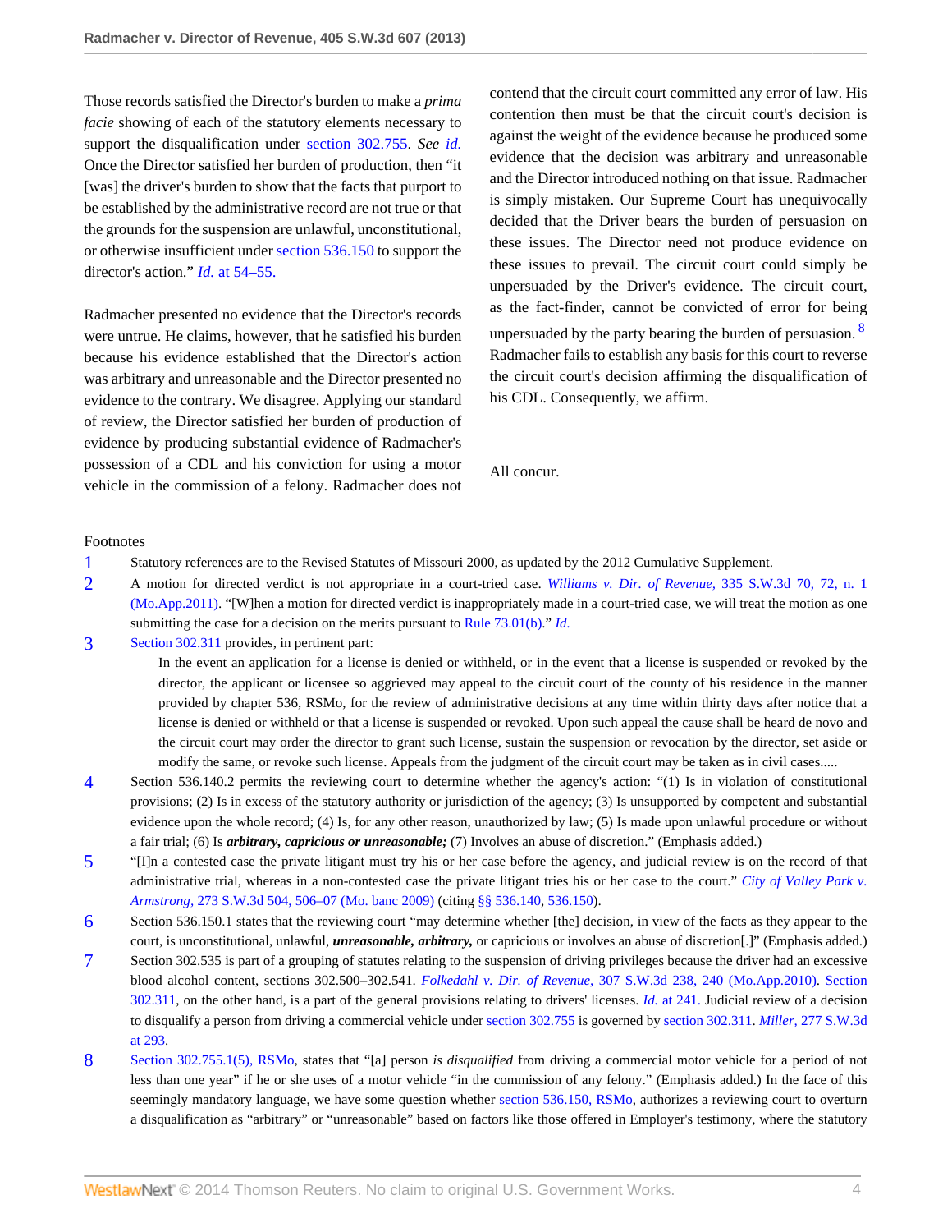Those records satisfied the Director's burden to make a *prima facie* showing of each of the statutory elements necessary to support the disqualification under section 302.755. *See id.* Once the Director satisfied her burden of production, then "it [was] the driver's burden to show that the facts that purport to be established by the administrative record are not true or that the grounds for the suspension are unlawful, unconstitutional, or otherwise insufficient under section 536.150 to support the director's action." *Id.* at 54–55.

Radmacher presented no evidence that the Director's records were untrue. He claims, however, that he satisfied his burden because his evidence established that the Director's action was arbitrary and unreasonable and the Director presented no evidence to the contrary. We disagree. Applying our standard of review, the Director satisfied her burden of production of evidence by producing substantial evidence of Radmacher's possession of a CDL and his conviction for using a motor vehicle in the commission of a felony. Radmacher does not contend that the circuit court committed any error of law. His contention then must be that the circuit court's decision is against the weight of the evidence because he produced some evidence that the decision was arbitrary and unreasonable and the Director introduced nothing on that issue. Radmacher is simply mistaken. Our Supreme Court has unequivocally decided that the Driver bears the burden of persuasion on these issues. The Director need not produce evidence on these issues to prevail. The circuit court could simply be unpersuaded by the Driver's evidence. The circuit court, as the fact-finder, cannot be convicted of error for being unpersuaded by the party bearing the burden of persuasion. [8] Radmacher fails to establish any basis for this court to reverse the circuit court's decision affirming the disqualification of his CDL. Consequently, we affirm.

All concur.

Footnotes

1. Statutory references are to the Revised Statutes of Missouri 2000, as updated by the 2012 Cumulative Supplement.

2. A motion for directed verdict is not appropriate in a court-tried case. *Williams v. Dir. of Revenue,* 335 S.W.3d 70, 72, n. 1 (Mo.App.2011). "[W]hen a motion for directed verdict is inappropriately made in a court-tried case, we will treat the motion as one submitting the case for a decision on the merits pursuant to Rule 73.01(b)." *Id.*

3. Section 302.311 provides, in pertinent part:

   In the event an application for a license is denied or withheld, or in the event that a license is suspended or revoked by the director, the applicant or licensee so aggrieved may appeal to the circuit court of the county of his residence in the manner provided by chapter 536, RSMo, for the review of administrative decisions at any time within thirty days after notice that a license is denied or withheld or that a license is suspended or revoked. Upon such appeal the cause shall be heard de novo and the circuit court may order the director to grant such license, sustain the suspension or revocation by the director, set aside or modify the same, or revoke such license. Appeals from the judgment of the circuit court may be taken as in civil cases.....

4. Section 536.140.2 permits the reviewing court to determine whether the agency's action: "(1) Is in violation of constitutional provisions; (2) Is in excess of the statutory authority or jurisdiction of the agency; (3) Is unsupported by competent and substantial evidence upon the whole record; (4) Is, for any other reason, unauthorized by law; (5) Is made upon unlawful procedure or without a fair trial; (6) Is ***arbitrary, capricious or unreasonable;*** (7) Involves an abuse of discretion." (Emphasis added.)

5. "[I]n a contested case the private litigant must try his or her case before the agency, and judicial review is on the record of that administrative trial, whereas in a non-contested case the private litigant tries his or her case to the court." *City of Valley Park v. Armstrong,* 273 S.W.3d 504, 506–07 (Mo. banc 2009) (citing §§ 536.140, 536.150).

6. Section 536.150.1 states that the reviewing court "may determine whether [the] decision, in view of the facts as they appear to the court, is unconstitutional, unlawful, ***unreasonable, arbitrary,*** or capricious or involves an abuse of discretion[.]" (Emphasis added.)

7. Section 302.535 is part of a grouping of statutes relating to the suspension of driving privileges because the driver had an excessive blood alcohol content, sections 302.500–302.541. *Folkedahl v. Dir. of Revenue,* 307 S.W.3d 238, 240 (Mo.App.2010). Section 302.311, on the other hand, is a part of the general provisions relating to drivers' licenses. *Id.* at 241. Judicial review of a decision to disqualify a person from driving a commercial vehicle under section 302.755 is governed by section 302.311. *Miller,* 277 S.W.3d at 293.

8. Section 302.755.1(5), RSMo, states that "[a] person *is disqualified* from driving a commercial motor vehicle for a period of not less than one year" if he or she uses of a motor vehicle "in the commission of any felony." (Emphasis added.) In the face of this seemingly mandatory language, we have some question whether section 536.150, RSMo, authorizes a reviewing court to overturn a disqualification as "arbitrary" or "unreasonable" based on factors like those offered in Employer's testimony, where the statutory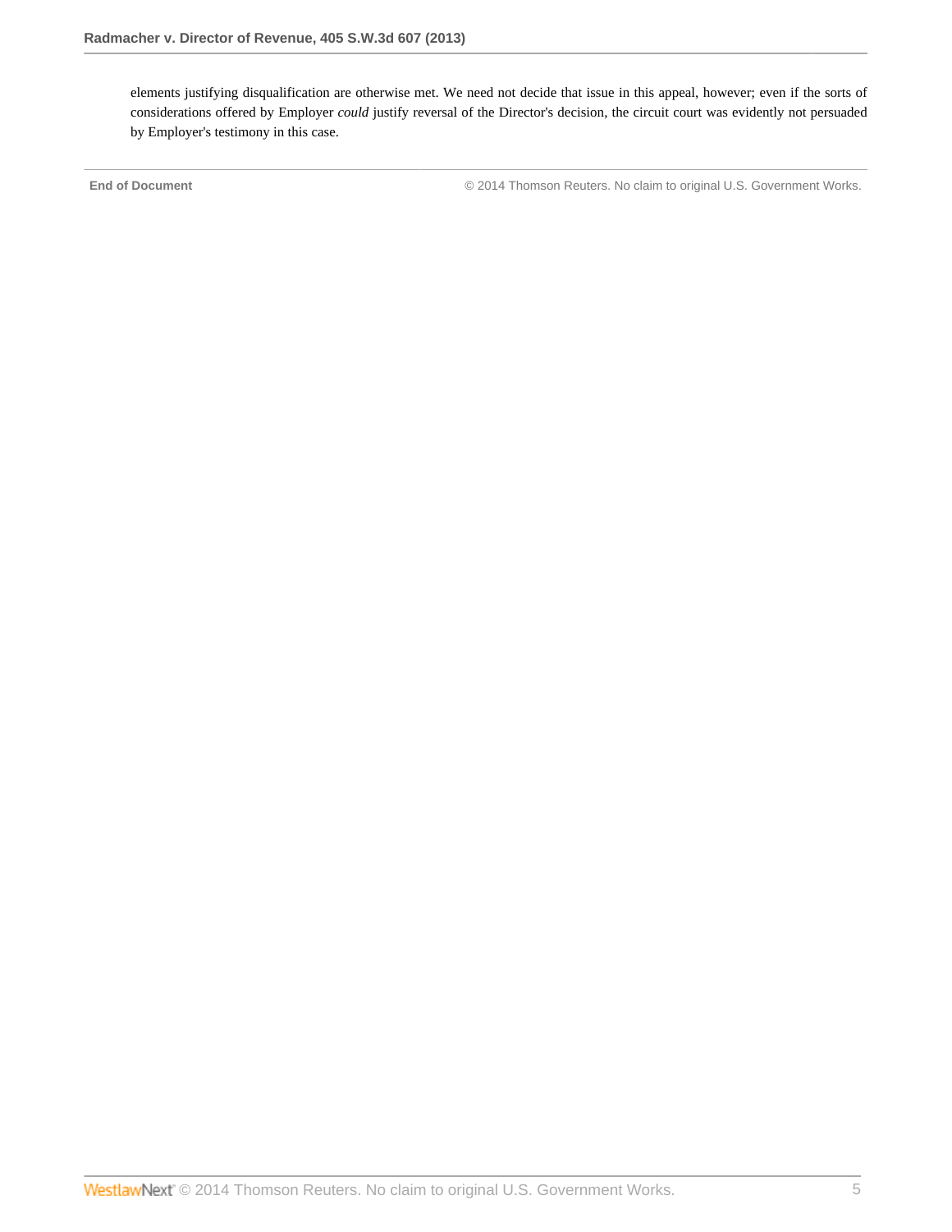elements justifying disqualification are otherwise met. We need not decide that issue in this appeal, however; even if the sorts of considerations offered by Employer *could* justify reversal of the Director's decision, the circuit court was evidently not persuaded by Employer's testimony in this case.

**End of Document** © 2014 Thomson Reuters. No claim to original U.S. Government Works.